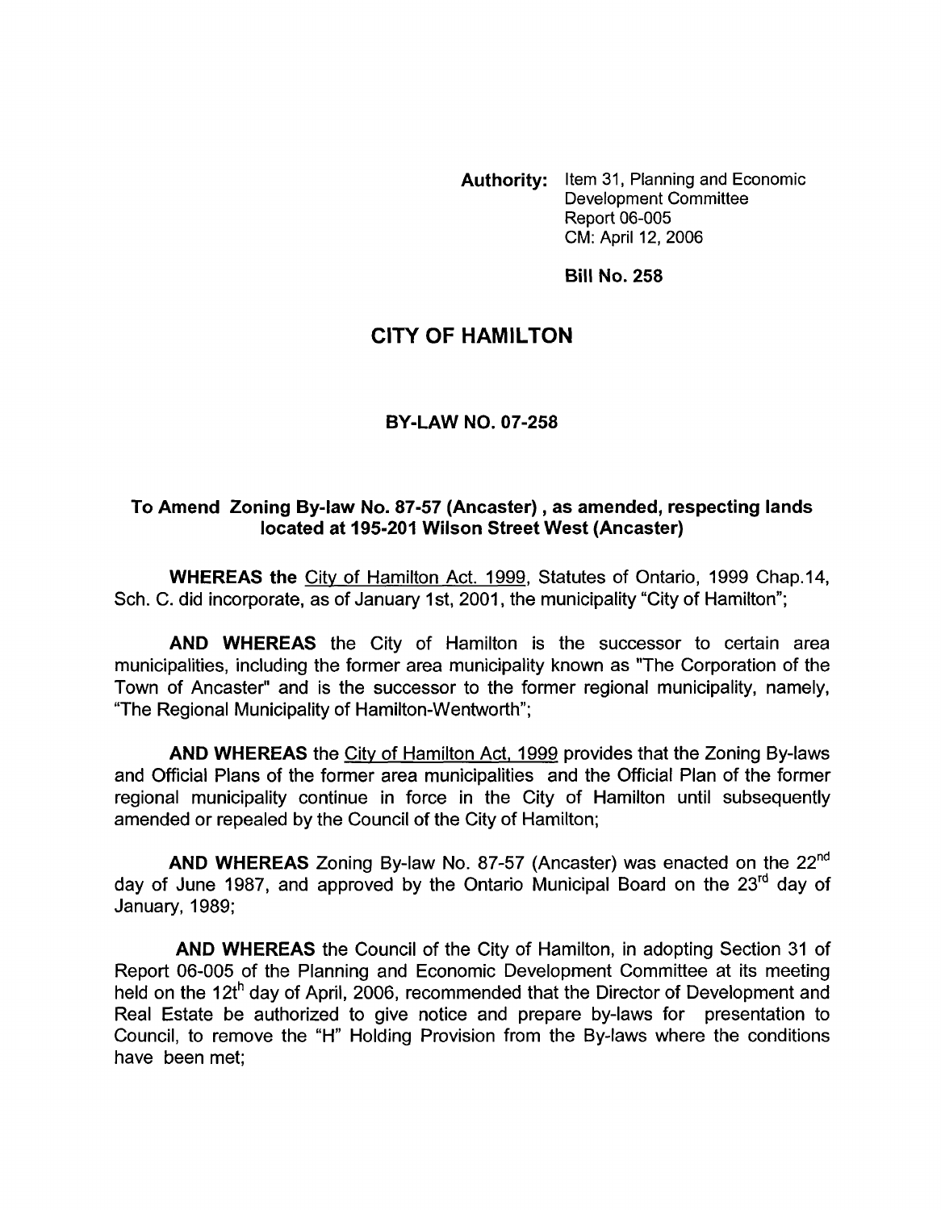**Authority:** Item 31, Planning and Economic Development Committee Report 06-005 CM: April 12, 2006

**Bill No. 258**

# CITY OF HAMILTON

## BY-LAW NO. 07-258

### To Amend Zoning By-law No. 87-57 (Ancaster) , as amended, respecting lands located at 195-201 Wilson Street West (Ancaster)

**WHEREAS the** City of Hamilton Act. 1999, Statutes of Ontario, 1999 Chap.14, Sch. C. did incorporate, as of January 1st, 2001, the municipality "City of Hamilton";

**AND WHEREAS** the City of Hamilton is the successor to certain area municipalities, including the former area municipality known as "The Corporation of the Town of Ancaster" and is the successor to the former regional municipality, namely, "The Regional Municipality of Hamilton-Wentworth";

**AND WHEREAS** the City of Hamilton Act, 1999 provides that the Zoning By-laws and Official Plans of the former area municipalities and the Official Plan of the former regional municipality continue in force in the City of Hamilton until subsequently amended or repealed by the Council of the City of Hamilton;

**AND WHEREAS** Zoning By-law No. 87-57 (Ancaster) was enacted on the 22nd day of June 1987, and approved by the Ontario Municipal Board on the 23rd day of January, 1989;

**AND WHEREAS** the Council of the City of Hamilton, in adopting Section 31 of Report 06-005 of the Planning and Economic Development Committee at its meeting held on the 12th day of April, 2006, recommended that the Director of Development and Real Estate be authorized to give notice and prepare by-laws for presentation to Council, to remove the "H" Holding Provision from the By-laws where the conditions have been met;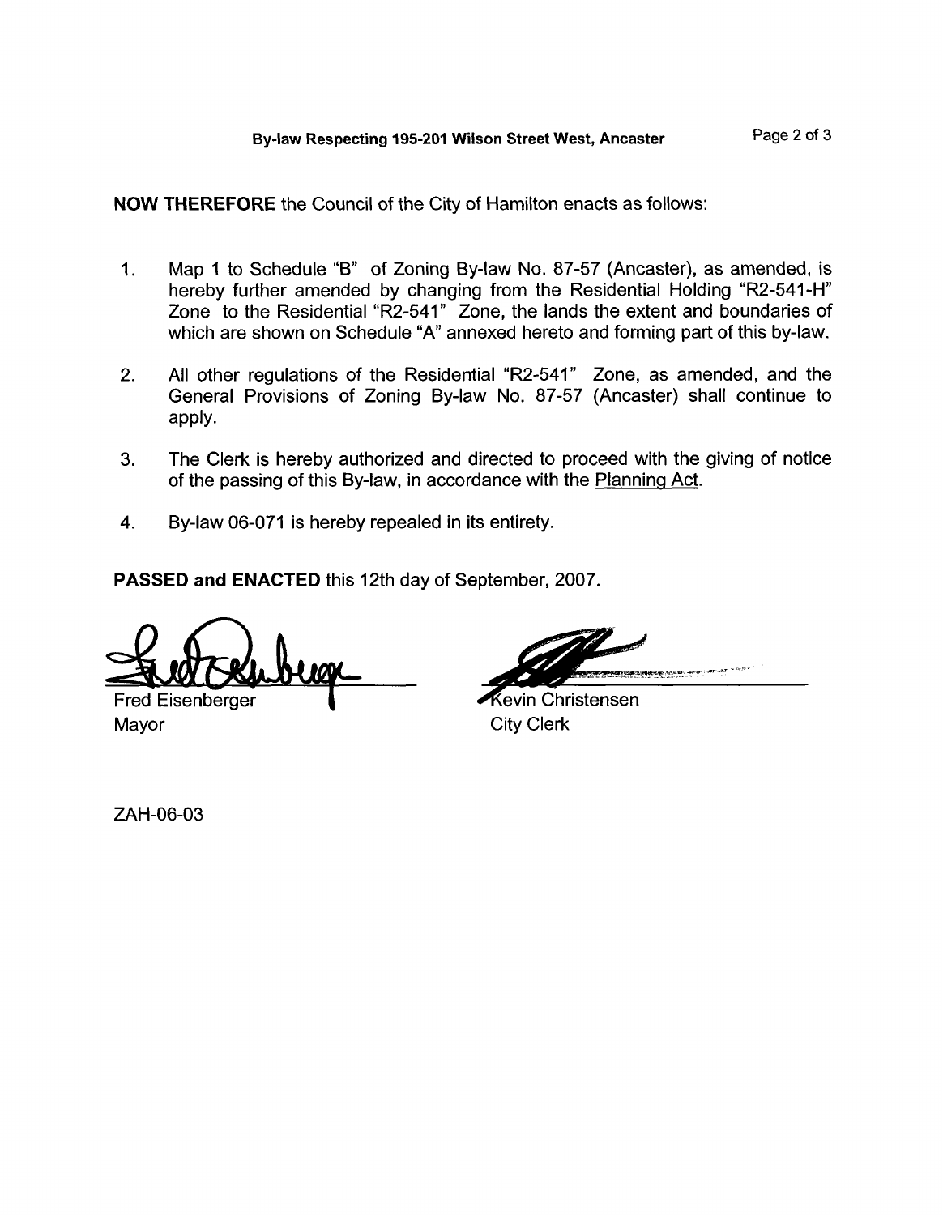**NOW THEREFORE** the Council of the City of Hamilton enacts as follows:

1. Map 1 to Schedule "B" of Zoning By-law No. 87-57 (Ancaster), as amended, is hereby further amended by changing from the Residential Holding "R2-541-H" Zone to the Residential "R2-541" Zone, the lands the extent and boundaries of which are shown on Schedule "A" annexed hereto and forming part of this by-law.

2. All other regulations of the Residential "R2-541" Zone, as amended, and the General Provisions of Zoning By-law No. 87-57 (Ancaster) shall continue to apply.

3. The Clerk is hereby authorized and directed to proceed with the giving of notice of the passing of this By-law, in accordance with the Planning Act.

4. By-law 06-071 is hereby repealed in its entirety.

**PASSED and ENACTED** this 12th day of September, 2007.

Fred Eisenberger
Mayor

Kevin Christensen
City Clerk

ZAH-06-03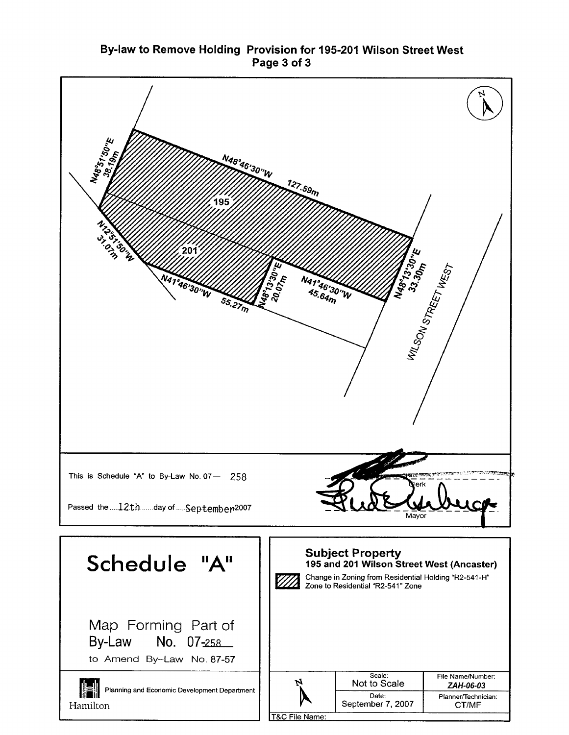# By-law to Remove Holding Provision for 195-201 Wilson Street West

Page 3 of 3

N

N48°51'50"E
38.19m

N48°46'30"W
127.59m

195

201

N12°51'50"W
31.07m

N41°46'30"W
55.27m

N48°13'30"E
20.07m

N41°46'30"W
45.64m

N48°13'30"E
33.30m

WILSON STREET WEST

This is Schedule "A" to By-Law No. 07— 258

Passed the 12th day of September 2007

Clerk

Mayor

# Schedule "A"

Map Forming Part of
By-Law No. 07-258
to Amend By-Law No. 87-57

Planning and Economic Development Department

Hamilton

**Subject Property**
**195 and 201 Wilson Street West (Ancaster)**

Change in Zoning from Residential Holding "R2-541-H" Zone to Residential "R2-541" Zone

| | | |
|---|---|---|
| N | Scale: Not to Scale | File Name/Number: *ZAH-06-03* |
| | Date: September 7, 2007 | Planner/Technician: CT/MF |

T&C File Name: